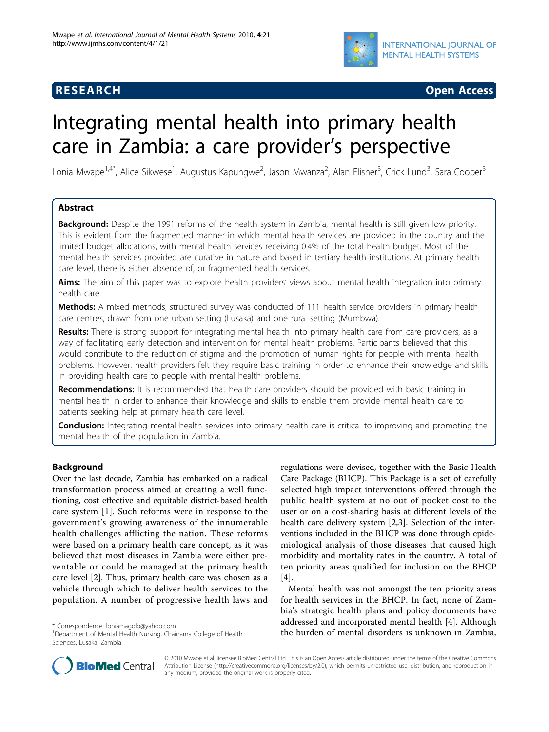RESEARCH Open Access

# Integrating mental health into primary health care in Zambia: a care provider's perspective

Lonia Mwape[1,4*], Alice Sikwese[1], Augustus Kapungwe[2], Jason Mwanza[2], Alan Flisher[3], Crick Lund[3], Sara Cooper[3]

## Abstract

**Background:** Despite the 1991 reforms of the health system in Zambia, mental health is still given low priority. This is evident from the fragmented manner in which mental health services are provided in the country and the limited budget allocations, with mental health services receiving 0.4% of the total health budget. Most of the mental health services provided are curative in nature and based in tertiary health institutions. At primary health care level, there is either absence of, or fragmented health services.

**Aims:** The aim of this paper was to explore health providers' views about mental health integration into primary health care.

**Methods:** A mixed methods, structured survey was conducted of 111 health service providers in primary health care centres, drawn from one urban setting (Lusaka) and one rural setting (Mumbwa).

**Results:** There is strong support for integrating mental health into primary health care from care providers, as a way of facilitating early detection and intervention for mental health problems. Participants believed that this would contribute to the reduction of stigma and the promotion of human rights for people with mental health problems. However, health providers felt they require basic training in order to enhance their knowledge and skills in providing health care to people with mental health problems.

**Recommendations:** It is recommended that health care providers should be provided with basic training in mental health in order to enhance their knowledge and skills to enable them provide mental health care to patients seeking help at primary health care level.

**Conclusion:** Integrating mental health services into primary health care is critical to improving and promoting the mental health of the population in Zambia.

## Background

Over the last decade, Zambia has embarked on a radical transformation process aimed at creating a well functioning, cost effective and equitable district-based health care system [1]. Such reforms were in response to the government's growing awareness of the innumerable health challenges afflicting the nation. These reforms were based on a primary health care concept, as it was believed that most diseases in Zambia were either preventable or could be managed at the primary health care level [2]. Thus, primary health care was chosen as a vehicle through which to deliver health services to the population. A number of progressive health laws and regulations were devised, together with the Basic Health Care Package (BHCP). This Package is a set of carefully selected high impact interventions offered through the public health system at no out of pocket cost to the user or on a cost-sharing basis at different levels of the health care delivery system [2,3]. Selection of the interventions included in the BHCP was done through epidemiological analysis of those diseases that caused high morbidity and mortality rates in the country. A total of ten priority areas qualified for inclusion on the BHCP [4].

Mental health was not amongst the ten priority areas for health services in the BHCP. In fact, none of Zambia's strategic health plans and policy documents have addressed and incorporated mental health [4]. Although the burden of mental disorders is unknown in Zambia,

\* Correspondence: loniamagolo@yahoo.com
[1]Department of Mental Health Nursing, Chainama College of Health Sciences, Lusaka, Zambia

© 2010 Mwape et al; licensee BioMed Central Ltd. This is an Open Access article distributed under the terms of the Creative Commons Attribution License (http://creativecommons.org/licenses/by/2.0), which permits unrestricted use, distribution, and reproduction in any medium, provided the original work is properly cited.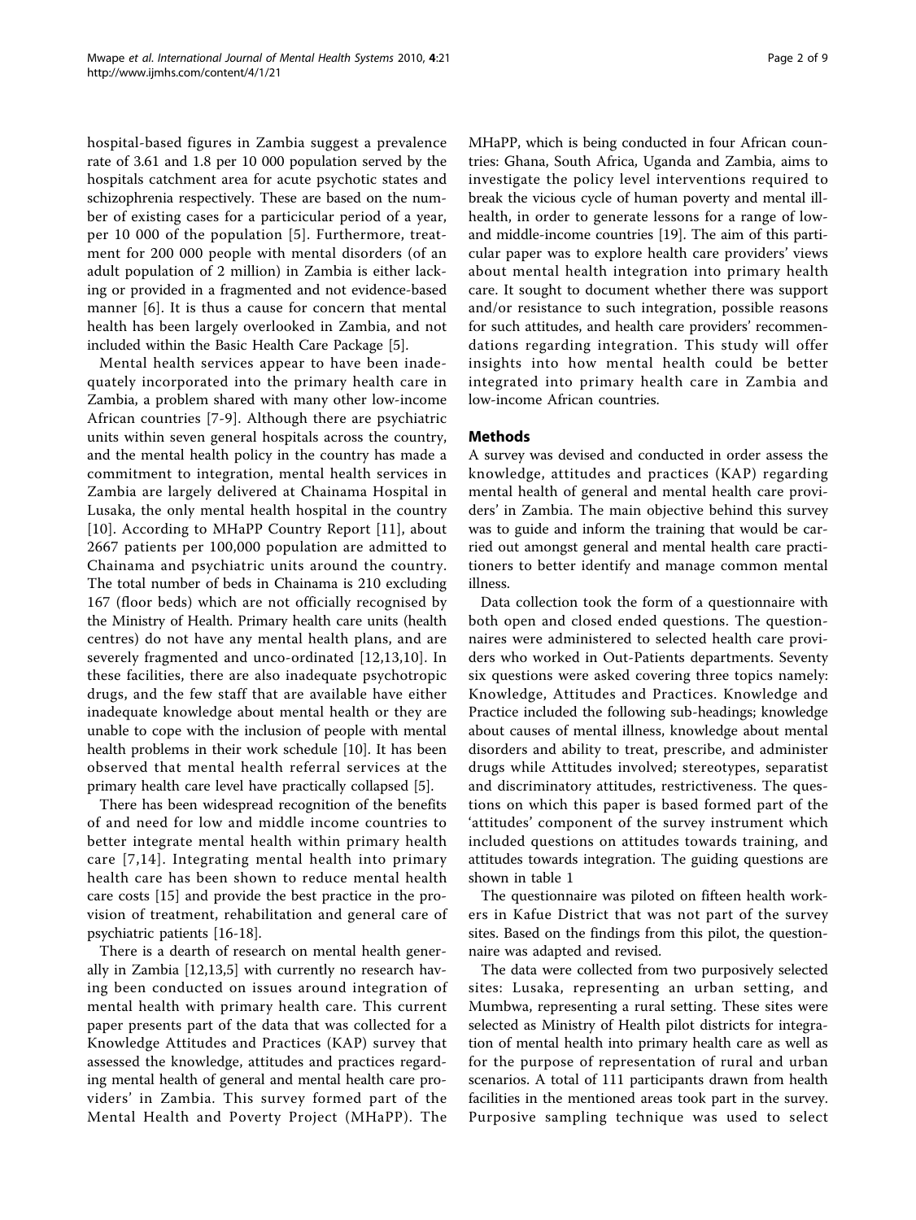hospital-based figures in Zambia suggest a prevalence rate of 3.61 and 1.8 per 10 000 population served by the hospitals catchment area for acute psychotic states and schizophrenia respectively. These are based on the number of existing cases for a particicular period of a year, per 10 000 of the population [5]. Furthermore, treatment for 200 000 people with mental disorders (of an adult population of 2 million) in Zambia is either lacking or provided in a fragmented and not evidence-based manner [6]. It is thus a cause for concern that mental health has been largely overlooked in Zambia, and not included within the Basic Health Care Package [5].

Mental health services appear to have been inadequately incorporated into the primary health care in Zambia, a problem shared with many other low-income African countries [7-9]. Although there are psychiatric units within seven general hospitals across the country, and the mental health policy in the country has made a commitment to integration, mental health services in Zambia are largely delivered at Chainama Hospital in Lusaka, the only mental health hospital in the country [10]. According to MHaPP Country Report [11], about 2667 patients per 100,000 population are admitted to Chainama and psychiatric units around the country. The total number of beds in Chainama is 210 excluding 167 (floor beds) which are not officially recognised by the Ministry of Health. Primary health care units (health centres) do not have any mental health plans, and are severely fragmented and unco-ordinated [12,13,10]. In these facilities, there are also inadequate psychotropic drugs, and the few staff that are available have either inadequate knowledge about mental health or they are unable to cope with the inclusion of people with mental health problems in their work schedule [10]. It has been observed that mental health referral services at the primary health care level have practically collapsed [5].

There has been widespread recognition of the benefits of and need for low and middle income countries to better integrate mental health within primary health care [7,14]. Integrating mental health into primary health care has been shown to reduce mental health care costs [15] and provide the best practice in the provision of treatment, rehabilitation and general care of psychiatric patients [16-18].

There is a dearth of research on mental health generally in Zambia [12,13,5] with currently no research having been conducted on issues around integration of mental health with primary health care. This current paper presents part of the data that was collected for a Knowledge Attitudes and Practices (KAP) survey that assessed the knowledge, attitudes and practices regarding mental health of general and mental health care providers' in Zambia. This survey formed part of the Mental Health and Poverty Project (MHaPP). The MHaPP, which is being conducted in four African countries: Ghana, South Africa, Uganda and Zambia, aims to investigate the policy level interventions required to break the vicious cycle of human poverty and mental ill-health, in order to generate lessons for a range of low- and middle-income countries [19]. The aim of this particular paper was to explore health care providers' views about mental health integration into primary health care. It sought to document whether there was support and/or resistance to such integration, possible reasons for such attitudes, and health care providers' recommendations regarding integration. This study will offer insights into how mental health could be better integrated into primary health care in Zambia and low-income African countries.

## Methods

A survey was devised and conducted in order assess the knowledge, attitudes and practices (KAP) regarding mental health of general and mental health care providers' in Zambia. The main objective behind this survey was to guide and inform the training that would be carried out amongst general and mental health care practitioners to better identify and manage common mental illness.

Data collection took the form of a questionnaire with both open and closed ended questions. The questionnaires were administered to selected health care providers who worked in Out-Patients departments. Seventy six questions were asked covering three topics namely: Knowledge, Attitudes and Practices. Knowledge and Practice included the following sub-headings; knowledge about causes of mental illness, knowledge about mental disorders and ability to treat, prescribe, and administer drugs while Attitudes involved; stereotypes, separatist and discriminatory attitudes, restrictiveness. The questions on which this paper is based formed part of the 'attitudes' component of the survey instrument which included questions on attitudes towards training, and attitudes towards integration. The guiding questions are shown in table 1

The questionnaire was piloted on fifteen health workers in Kafue District that was not part of the survey sites. Based on the findings from this pilot, the questionnaire was adapted and revised.

The data were collected from two purposively selected sites: Lusaka, representing an urban setting, and Mumbwa, representing a rural setting. These sites were selected as Ministry of Health pilot districts for integration of mental health into primary health care as well as for the purpose of representation of rural and urban scenarios. A total of 111 participants drawn from health facilities in the mentioned areas took part in the survey. Purposive sampling technique was used to select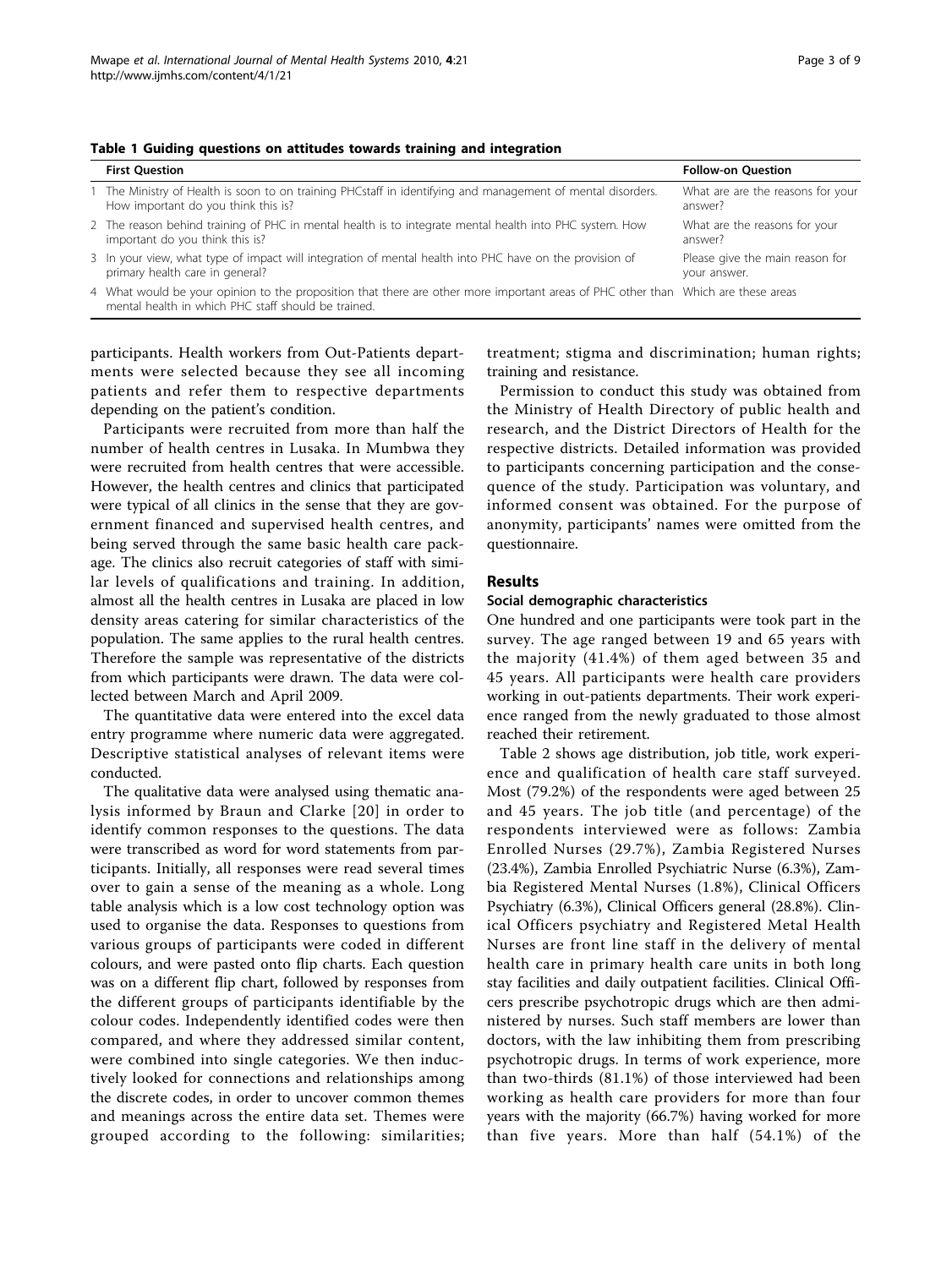**Table 1 Guiding questions on attitudes towards training and integration**

| | First Question | Follow-on Question |
|---|---|---|
| 1 | The Ministry of Health is soon to on training PHCstaff in identifying and management of mental disorders. How important do you think this is? | What are are the reasons for your answer? |
| 2 | The reason behind training of PHC in mental health is to integrate mental health into PHC system. How important do you think this is? | What are the reasons for your answer? |
| 3 | In your view, what type of impact will integration of mental health into PHC have on the provision of primary health care in general? | Please give the main reason for your answer. |
| 4 | What would be your opinion to the proposition that there are other more important areas of PHC other than mental health in which PHC staff should be trained. | Which are these areas |

participants. Health workers from Out-Patients departments were selected because they see all incoming patients and refer them to respective departments depending on the patient's condition.

Participants were recruited from more than half the number of health centres in Lusaka. In Mumbwa they were recruited from health centres that were accessible. However, the health centres and clinics that participated were typical of all clinics in the sense that they are government financed and supervised health centres, and being served through the same basic health care package. The clinics also recruit categories of staff with similar levels of qualifications and training. In addition, almost all the health centres in Lusaka are placed in low density areas catering for similar characteristics of the population. The same applies to the rural health centres. Therefore the sample was representative of the districts from which participants were drawn. The data were collected between March and April 2009.

The quantitative data were entered into the excel data entry programme where numeric data were aggregated. Descriptive statistical analyses of relevant items were conducted.

The qualitative data were analysed using thematic analysis informed by Braun and Clarke [20] in order to identify common responses to the questions. The data were transcribed as word for word statements from participants. Initially, all responses were read several times over to gain a sense of the meaning as a whole. Long table analysis which is a low cost technology option was used to organise the data. Responses to questions from various groups of participants were coded in different colours, and were pasted onto flip charts. Each question was on a different flip chart, followed by responses from the different groups of participants identifiable by the colour codes. Independently identified codes were then compared, and where they addressed similar content, were combined into single categories. We then inductively looked for connections and relationships among the discrete codes, in order to uncover common themes and meanings across the entire data set. Themes were grouped according to the following: similarities; treatment; stigma and discrimination; human rights; training and resistance.

Permission to conduct this study was obtained from the Ministry of Health Directory of public health and research, and the District Directors of Health for the respective districts. Detailed information was provided to participants concerning participation and the consequence of the study. Participation was voluntary, and informed consent was obtained. For the purpose of anonymity, participants' names were omitted from the questionnaire.

## Results

### Social demographic characteristics

One hundred and one participants were took part in the survey. The age ranged between 19 and 65 years with the majority (41.4%) of them aged between 35 and 45 years. All participants were health care providers working in out-patients departments. Their work experience ranged from the newly graduated to those almost reached their retirement.

Table 2 shows age distribution, job title, work experience and qualification of health care staff surveyed. Most (79.2%) of the respondents were aged between 25 and 45 years. The job title (and percentage) of the respondents interviewed were as follows: Zambia Enrolled Nurses (29.7%), Zambia Registered Nurses (23.4%), Zambia Enrolled Psychiatric Nurse (6.3%), Zambia Registered Mental Nurses (1.8%), Clinical Officers Psychiatry (6.3%), Clinical Officers general (28.8%). Clinical Officers psychiatry and Registered Metal Health Nurses are front line staff in the delivery of mental health care in primary health care units in both long stay facilities and daily outpatient facilities. Clinical Officers prescribe psychotropic drugs which are then administered by nurses. Such staff members are lower than doctors, with the law inhibiting them from prescribing psychotropic drugs. In terms of work experience, more than two-thirds (81.1%) of those interviewed had been working as health care providers for more than four years with the majority (66.7%) having worked for more than five years. More than half (54.1%) of the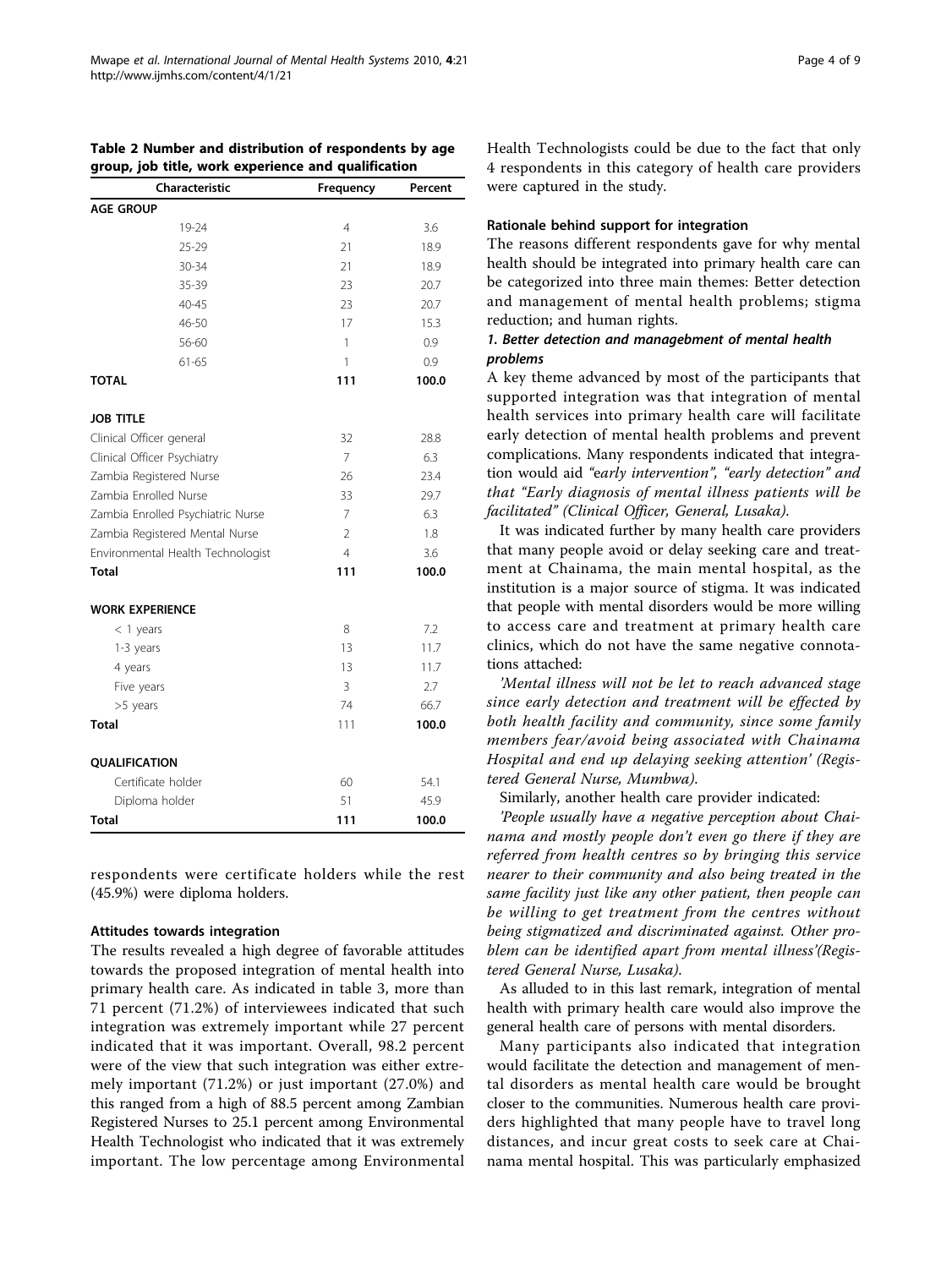**Table 2 Number and distribution of respondents by age group, job title, work experience and qualification**

| Characteristic | Frequency | Percent |
|---|---|---|
| **AGE GROUP** | | |
| 19-24 | 4 | 3.6 |
| 25-29 | 21 | 18.9 |
| 30-34 | 21 | 18.9 |
| 35-39 | 23 | 20.7 |
| 40-45 | 23 | 20.7 |
| 46-50 | 17 | 15.3 |
| 56-60 | 1 | 0.9 |
| 61-65 | 1 | 0.9 |
| **TOTAL** | **111** | **100.0** |
| **JOB TITLE** | | |
| Clinical Officer general | 32 | 28.8 |
| Clinical Officer Psychiatry | 7 | 6.3 |
| Zambia Registered Nurse | 26 | 23.4 |
| Zambia Enrolled Nurse | 33 | 29.7 |
| Zambia Enrolled Psychiatric Nurse | 7 | 6.3 |
| Zambia Registered Mental Nurse | 2 | 1.8 |
| Environmental Health Technologist | 4 | 3.6 |
| **Total** | **111** | **100.0** |
| **WORK EXPERIENCE** | | |
| < 1 years | 8 | 7.2 |
| 1-3 years | 13 | 11.7 |
| 4 years | 13 | 11.7 |
| Five years | 3 | 2.7 |
| >5 years | 74 | 66.7 |
| **Total** | 111 | **100.0** |
| **QUALIFICATION** | | |
| Certificate holder | 60 | 54.1 |
| Diploma holder | 51 | 45.9 |
| **Total** | **111** | **100.0** |

respondents were certificate holders while the rest (45.9%) were diploma holders.

### Attitudes towards integration

The results revealed a high degree of favorable attitudes towards the proposed integration of mental health into primary health care. As indicated in table 3, more than 71 percent (71.2%) of interviewees indicated that such integration was extremely important while 27 percent indicated that it was important. Overall, 98.2 percent were of the view that such integration was either extremely important (71.2%) or just important (27.0%) and this ranged from a high of 88.5 percent among Zambian Registered Nurses to 25.1 percent among Environmental Health Technologist who indicated that it was extremely important. The low percentage among Environmental Health Technologists could be due to the fact that only 4 respondents in this category of health care providers were captured in the study.

### Rationale behind support for integration

The reasons different respondents gave for why mental health should be integrated into primary health care can be categorized into three main themes: Better detection and management of mental health problems; stigma reduction; and human rights.

#### *1. Better detection and managebment of mental health problems*

A key theme advanced by most of the participants that supported integration was that integration of mental health services into primary health care will facilitate early detection of mental health problems and prevent complications. Many respondents indicated that integration would aid *"early intervention", "early detection"* and that *"Early diagnosis of mental illness patients will be facilitated"* (Clinical Officer, General, Lusaka).

It was indicated further by many health care providers that many people avoid or delay seeking care and treatment at Chainama, the main mental hospital, as the institution is a major source of stigma. It was indicated that people with mental disorders would be more willing to access care and treatment at primary health care clinics, which do not have the same negative connotations attached:

*'Mental illness will not be let to reach advanced stage since early detection and treatment will be effected by both health facility and community, since some family members fear/avoid being associated with Chainama Hospital and end up delaying seeking attention'* (Registered General Nurse, Mumbwa).

Similarly, another health care provider indicated:

*'People usually have a negative perception about Chainama and mostly people don't even go there if they are referred from health centres so by bringing this service nearer to their community and also being treated in the same facility just like any other patient, then people can be willing to get treatment from the centres without being stigmatized and discriminated against. Other problem can be identified apart from mental illness'*(Registered General Nurse, Lusaka).

As alluded to in this last remark, integration of mental health with primary health care would also improve the general health care of persons with mental disorders.

Many participants also indicated that integration would facilitate the detection and management of mental disorders as mental health care would be brought closer to the communities. Numerous health care providers highlighted that many people have to travel long distances, and incur great costs to seek care at Chainama mental hospital. This was particularly emphasized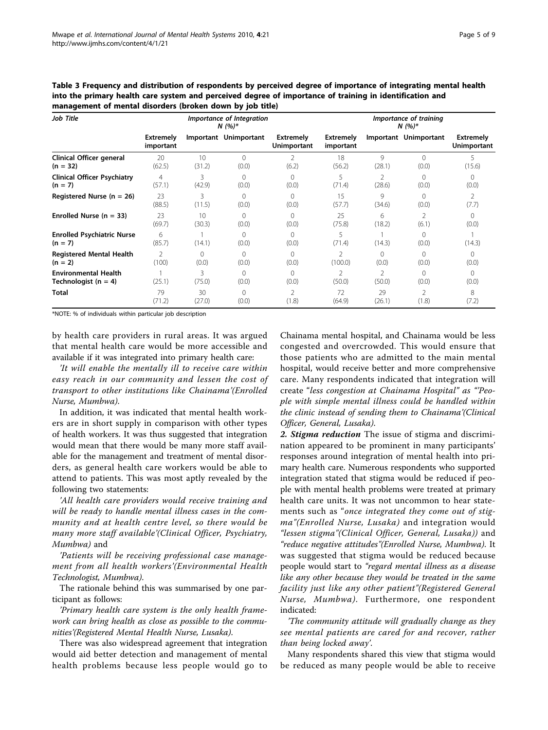**Table 3 Frequency and distribution of respondents by perceived degree of importance of integrating mental health into the primary health care system and perceived degree of importance of training in identification and management of mental disorders (broken down by job title)**

| Job Title | Importance of Integration N (%)* | | | | Importance of training N (%)* | | | |
|---|---|---|---|---|---|---|---|---|
| | Extremely important | Important | Unimportant | Extremely Unimportant | Extremely important | Important | Unimportant | Extremely Unimportant |
| Clinical Officer general (n = 32) | 20 (62.5) | 10 (31.2) | 0 (0.0) | 2 (6.2) | 18 (56.2) | 9 (28.1) | 0 (0.0) | 5 (15.6) |
| Clinical Officer Psychiatry (n = 7) | 4 (57.1) | 3 (42.9) | 0 (0.0) | 0 (0.0) | 5 (71.4) | 2 (28.6) | 0 (0.0) | 0 (0.0) |
| Registered Nurse (n = 26) | 23 (88.5) | 3 (11.5) | 0 (0.0) | 0 (0.0) | 15 (57.7) | 9 (34.6) | 0 (0.0) | 2 (7.7) |
| Enrolled Nurse (n = 33) | 23 (69.7) | 10 (30.3) | 0 (0.0) | 0 (0.0) | 25 (75.8) | 6 (18.2) | 2 (6.1) | 0 (0.0) |
| Enrolled Psychiatric Nurse (n = 7) | 6 (85.7) | 1 (14.1) | 0 (0.0) | 0 (0.0) | 5 (71.4) | 1 (14.3) | 0 (0.0) | 1 (14.3) |
| Registered Mental Health (n = 2) | 2 (100) | 0 (0.0) | 0 (0.0) | 0 (0.0) | 2 (100.0) | 0 (0.0) | 0 (0.0) | 0 (0.0) |
| Environmental Health Technologist (n = 4) | 1 (25.1) | 3 (75.0) | 0 (0.0) | 0 (0.0) | 2 (50.0) | 2 (50.0) | 0 (0.0) | 0 (0.0) |
| Total | 79 (71.2) | 30 (27.0) | 0 (0.0) | 2 (1.8) | 72 (64.9) | 29 (26.1) | 2 (1.8) | 8 (7.2) |

*NOTE: % of individuals within particular job description

by health care providers in rural areas. It was argued that mental health care would be more accessible and available if it was integrated into primary health care:

*'It will enable the mentally ill to receive care within easy reach in our community and lessen the cost of transport to other institutions like Chainama'(Enrolled Nurse, Mumbwa).*

In addition, it was indicated that mental health workers are in short supply in comparison with other types of health workers. It was thus suggested that integration would mean that there would be many more staff available for the management and treatment of mental disorders, as general health care workers would be able to attend to patients. This was most aptly revealed by the following two statements:

*'All health care providers would receive training and will be ready to handle mental illness cases in the community and at health centre level, so there would be many more staff available'(Clinical Officer, Psychiatry, Mumbwa)* and

*'Patients will be receiving professional case management from all health workers'(Environmental Health Technologist, Mumbwa).*

The rationale behind this was summarised by one participant as follows:

*'Primary health care system is the only health framework can bring health as close as possible to the communities'(Registered Mental Health Nurse, Lusaka).*

There was also widespread agreement that integration would aid better detection and management of mental health problems because less people would go to Chainama mental hospital, and Chainama would be less congested and overcrowded. This would ensure that those patients who are admitted to the main mental hospital, would receive better and more comprehensive care. Many respondents indicated that integration will create "*less congestion at Chainama Hospital*" as "*'People with simple mental illness could be handled within the clinic instead of sending them to Chainama'(Clinical Officer, General, Lusaka).*

***2. Stigma reduction*** The issue of stigma and discrimination appeared to be prominent in many participants' responses around integration of mental health into primary health care. Numerous respondents who supported integration stated that stigma would be reduced if people with mental health problems were treated at primary health care units. It was not uncommon to hear statements such as "*once integrated they come out of stigma"(Enrolled Nurse, Lusaka)* and integration would *"lessen stigma"(Clinical Officer, General, Lusaka))* and *"reduce negative attitudes"(Enrolled Nurse, Mumbwa).* It was suggested that stigma would be reduced because people would start to *"regard mental illness as a disease like any other because they would be treated in the same facility just like any other patient"(Registered General Nurse, Mumbwa).* Furthermore, one respondent indicated:

*'The community attitude will gradually change as they see mental patients are cared for and recover, rather than being locked away'.*

Many respondents shared this view that stigma would be reduced as many people would be able to receive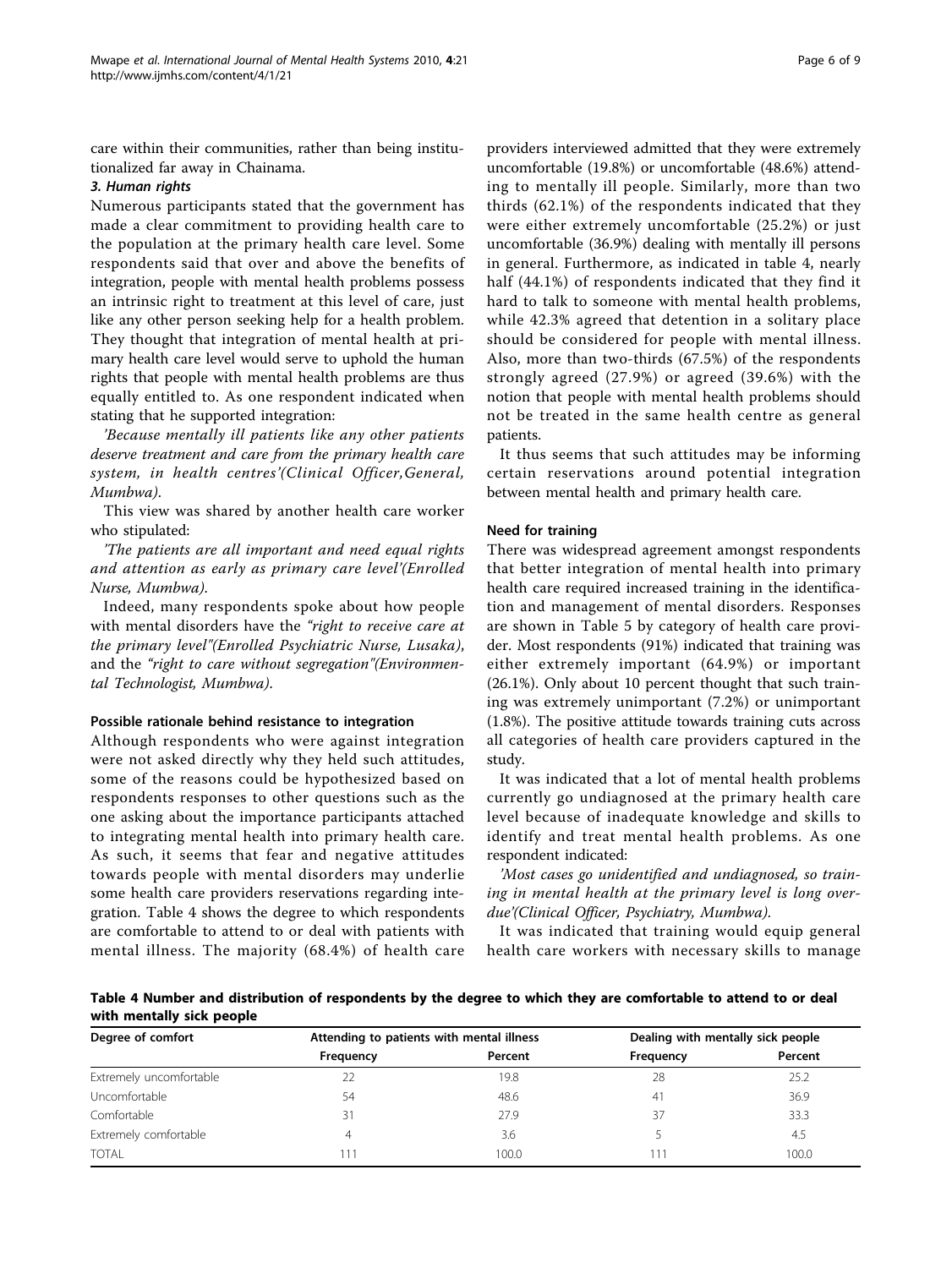care within their communities, rather than being institutionalized far away in Chainama.

### 3. Human rights

Numerous participants stated that the government has made a clear commitment to providing health care to the population at the primary health care level. Some respondents said that over and above the benefits of integration, people with mental health problems possess an intrinsic right to treatment at this level of care, just like any other person seeking help for a health problem. They thought that integration of mental health at primary health care level would serve to uphold the human rights that people with mental health problems are thus equally entitled to. As one respondent indicated when stating that he supported integration:

*'Because mentally ill patients like any other patients deserve treatment and care from the primary health care system, in health centres'(Clinical Officer,General, Mumbwa).*

This view was shared by another health care worker who stipulated:

*'The patients are all important and need equal rights and attention as early as primary care level'(Enrolled Nurse, Mumbwa).*

Indeed, many respondents spoke about how people with mental disorders have the *"right to receive care at the primary level"(Enrolled Psychiatric Nurse, Lusaka)*, and the *"right to care without segregation"(Environmental Technologist, Mumbwa)*.

#### Possible rationale behind resistance to integration

Although respondents who were against integration were not asked directly why they held such attitudes, some of the reasons could be hypothesized based on respondents responses to other questions such as the one asking about the importance participants attached to integrating mental health into primary health care. As such, it seems that fear and negative attitudes towards people with mental disorders may underlie some health care providers reservations regarding integration. Table 4 shows the degree to which respondents are comfortable to attend to or deal with patients with mental illness. The majority (68.4%) of health care providers interviewed admitted that they were extremely uncomfortable (19.8%) or uncomfortable (48.6%) attending to mentally ill people. Similarly, more than two thirds (62.1%) of the respondents indicated that they were either extremely uncomfortable (25.2%) or just uncomfortable (36.9%) dealing with mentally ill persons in general. Furthermore, as indicated in table 4, nearly half (44.1%) of respondents indicated that they find it hard to talk to someone with mental health problems, while 42.3% agreed that detention in a solitary place should be considered for people with mental illness. Also, more than two-thirds (67.5%) of the respondents strongly agreed (27.9%) or agreed (39.6%) with the notion that people with mental health problems should not be treated in the same health centre as general patients.

It thus seems that such attitudes may be informing certain reservations around potential integration between mental health and primary health care.

#### Need for training

There was widespread agreement amongst respondents that better integration of mental health into primary health care required increased training in the identification and management of mental disorders. Responses are shown in Table 5 by category of health care provider. Most respondents (91%) indicated that training was either extremely important (64.9%) or important (26.1%). Only about 10 percent thought that such training was extremely unimportant (7.2%) or unimportant (1.8%). The positive attitude towards training cuts across all categories of health care providers captured in the study.

It was indicated that a lot of mental health problems currently go undiagnosed at the primary health care level because of inadequate knowledge and skills to identify and treat mental health problems. As one respondent indicated:

*'Most cases go unidentified and undiagnosed, so training in mental health at the primary level is long overdue'(Clinical Officer, Psychiatry, Mumbwa).*

It was indicated that training would equip general health care workers with necessary skills to manage

**Table 4 Number and distribution of respondents by the degree to which they are comfortable to attend to or deal with mentally sick people**

| Degree of comfort | Attending to patients with mental illness | | Dealing with mentally sick people | |
|---|---|---|---|---|
| | Frequency | Percent | Frequency | Percent |
| Extremely uncomfortable | 22 | 19.8 | 28 | 25.2 |
| Uncomfortable | 54 | 48.6 | 41 | 36.9 |
| Comfortable | 31 | 27.9 | 37 | 33.3 |
| Extremely comfortable | 4 | 3.6 | 5 | 4.5 |
| TOTAL | 111 | 100.0 | 111 | 100.0 |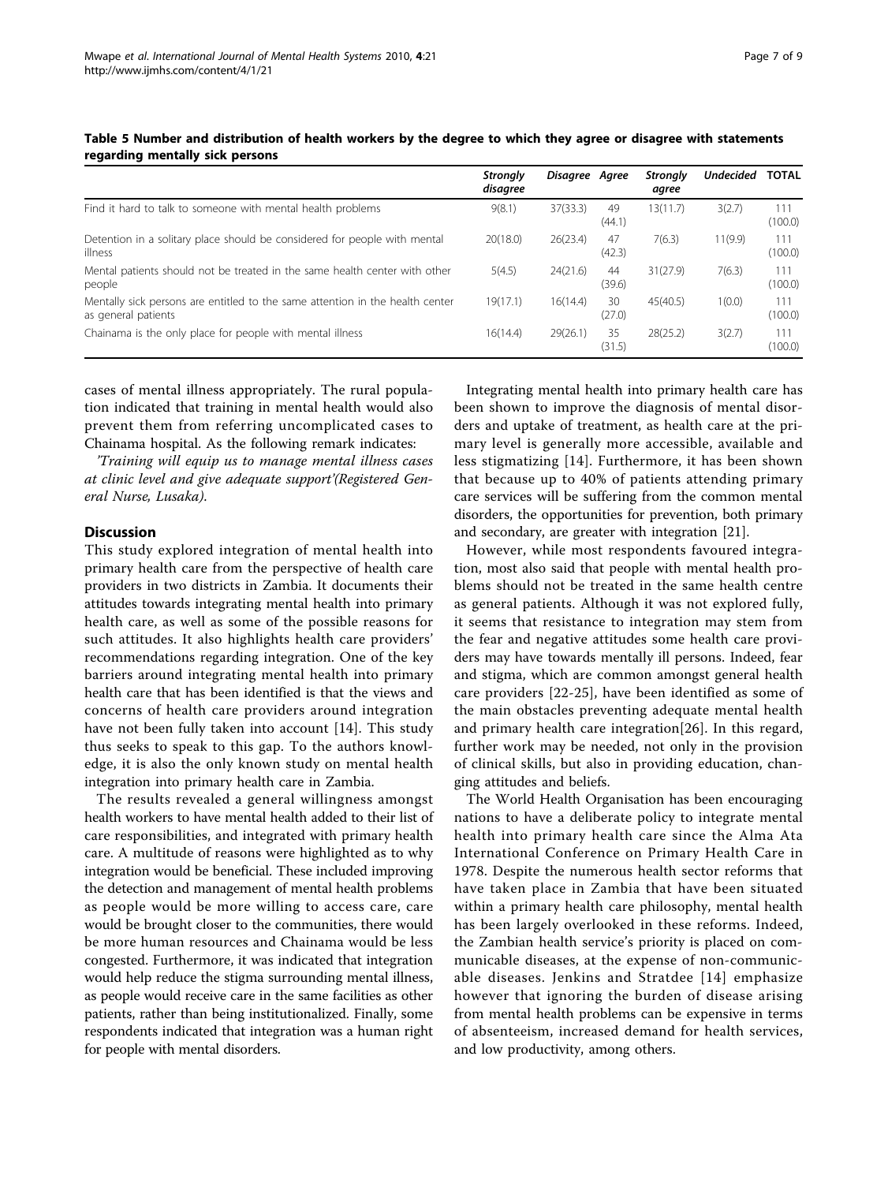**Table 5 Number and distribution of health workers by the degree to which they agree or disagree with statements regarding mentally sick persons**

| | *Strongly disagree* | *Disagree* | *Agree* | *Strongly agree* | *Undecided* | **TOTAL** |
|---|---|---|---|---|---|---|
| Find it hard to talk to someone with mental health problems | 9(8.1) | 37(33.3) | 49 (44.1) | 13(11.7) | 3(2.7) | 111 (100.0) |
| Detention in a solitary place should be considered for people with mental illness | 20(18.0) | 26(23.4) | 47 (42.3) | 7(6.3) | 11(9.9) | 111 (100.0) |
| Mental patients should not be treated in the same health center with other people | 5(4.5) | 24(21.6) | 44 (39.6) | 31(27.9) | 7(6.3) | 111 (100.0) |
| Mentally sick persons are entitled to the same attention in the health center as general patients | 19(17.1) | 16(14.4) | 30 (27.0) | 45(40.5) | 1(0.0) | 111 (100.0) |
| Chainama is the only place for people with mental illness | 16(14.4) | 29(26.1) | 35 (31.5) | 28(25.2) | 3(2.7) | 111 (100.0) |

cases of mental illness appropriately. The rural population indicated that training in mental health would also prevent them from referring uncomplicated cases to Chainama hospital. As the following remark indicates:

*'Training will equip us to manage mental illness cases at clinic level and give adequate support'*(Registered General Nurse, Lusaka).

## Discussion

This study explored integration of mental health into primary health care from the perspective of health care providers in two districts in Zambia. It documents their attitudes towards integrating mental health into primary health care, as well as some of the possible reasons for such attitudes. It also highlights health care providers' recommendations regarding integration. One of the key barriers around integrating mental health into primary health care that has been identified is that the views and concerns of health care providers around integration have not been fully taken into account [14]. This study thus seeks to speak to this gap. To the authors knowledge, it is also the only known study on mental health integration into primary health care in Zambia.

The results revealed a general willingness amongst health workers to have mental health added to their list of care responsibilities, and integrated with primary health care. A multitude of reasons were highlighted as to why integration would be beneficial. These included improving the detection and management of mental health problems as people would be more willing to access care, care would be brought closer to the communities, there would be more human resources and Chainama would be less congested. Furthermore, it was indicated that integration would help reduce the stigma surrounding mental illness, as people would receive care in the same facilities as other patients, rather than being institutionalized. Finally, some respondents indicated that integration was a human right for people with mental disorders.

Integrating mental health into primary health care has been shown to improve the diagnosis of mental disorders and uptake of treatment, as health care at the primary level is generally more accessible, available and less stigmatizing [14]. Furthermore, it has been shown that because up to 40% of patients attending primary care services will be suffering from the common mental disorders, the opportunities for prevention, both primary and secondary, are greater with integration [21].

However, while most respondents favoured integration, most also said that people with mental health problems should not be treated in the same health centre as general patients. Although it was not explored fully, it seems that resistance to integration may stem from the fear and negative attitudes some health care providers may have towards mentally ill persons. Indeed, fear and stigma, which are common amongst general health care providers [22-25], have been identified as some of the main obstacles preventing adequate mental health and primary health care integration[26]. In this regard, further work may be needed, not only in the provision of clinical skills, but also in providing education, changing attitudes and beliefs.

The World Health Organisation has been encouraging nations to have a deliberate policy to integrate mental health into primary health care since the Alma Ata International Conference on Primary Health Care in 1978. Despite the numerous health sector reforms that have taken place in Zambia that have been situated within a primary health care philosophy, mental health has been largely overlooked in these reforms. Indeed, the Zambian health service's priority is placed on communicable diseases, at the expense of non-communicable diseases. Jenkins and Stratdee [14] emphasize however that ignoring the burden of disease arising from mental health problems can be expensive in terms of absenteeism, increased demand for health services, and low productivity, among others.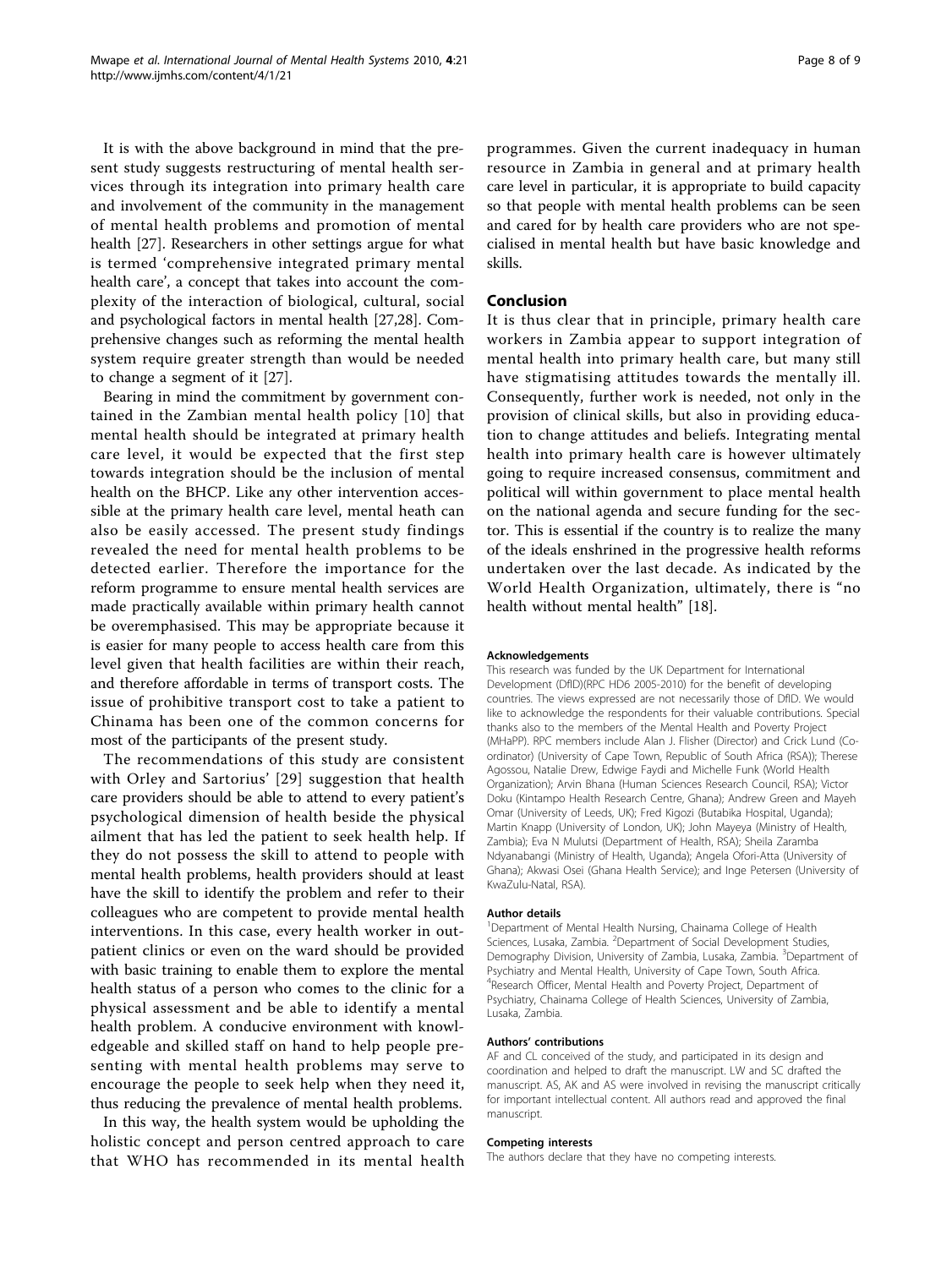It is with the above background in mind that the present study suggests restructuring of mental health services through its integration into primary health care and involvement of the community in the management of mental health problems and promotion of mental health [27]. Researchers in other settings argue for what is termed 'comprehensive integrated primary mental health care', a concept that takes into account the complexity of the interaction of biological, cultural, social and psychological factors in mental health [27,28]. Comprehensive changes such as reforming the mental health system require greater strength than would be needed to change a segment of it [27].

Bearing in mind the commitment by government contained in the Zambian mental health policy [10] that mental health should be integrated at primary health care level, it would be expected that the first step towards integration should be the inclusion of mental health on the BHCP. Like any other intervention accessible at the primary health care level, mental heath can also be easily accessed. The present study findings revealed the need for mental health problems to be detected earlier. Therefore the importance for the reform programme to ensure mental health services are made practically available within primary health cannot be overemphasised. This may be appropriate because it is easier for many people to access health care from this level given that health facilities are within their reach, and therefore affordable in terms of transport costs. The issue of prohibitive transport cost to take a patient to Chinama has been one of the common concerns for most of the participants of the present study.

The recommendations of this study are consistent with Orley and Sartorius' [29] suggestion that health care providers should be able to attend to every patient's psychological dimension of health beside the physical ailment that has led the patient to seek health help. If they do not possess the skill to attend to people with mental health problems, health providers should at least have the skill to identify the problem and refer to their colleagues who are competent to provide mental health interventions. In this case, every health worker in outpatient clinics or even on the ward should be provided with basic training to enable them to explore the mental health status of a person who comes to the clinic for a physical assessment and be able to identify a mental health problem. A conducive environment with knowledgeable and skilled staff on hand to help people presenting with mental health problems may serve to encourage the people to seek help when they need it, thus reducing the prevalence of mental health problems.

In this way, the health system would be upholding the holistic concept and person centred approach to care that WHO has recommended in its mental health programmes. Given the current inadequacy in human resource in Zambia in general and at primary health care level in particular, it is appropriate to build capacity so that people with mental health problems can be seen and cared for by health care providers who are not specialised in mental health but have basic knowledge and skills.

## Conclusion

It is thus clear that in principle, primary health care workers in Zambia appear to support integration of mental health into primary health care, but many still have stigmatising attitudes towards the mentally ill. Consequently, further work is needed, not only in the provision of clinical skills, but also in providing education to change attitudes and beliefs. Integrating mental health into primary health care is however ultimately going to require increased consensus, commitment and political will within government to place mental health on the national agenda and secure funding for the sector. This is essential if the country is to realize the many of the ideals enshrined in the progressive health reforms undertaken over the last decade. As indicated by the World Health Organization, ultimately, there is "no health without mental health" [18].

#### Acknowledgements

This research was funded by the UK Department for International Development (DfID)(RPC HD6 2005-2010) for the benefit of developing countries. The views expressed are not necessarily those of DfID. We would like to acknowledge the respondents for their valuable contributions. Special thanks also to the members of the Mental Health and Poverty Project (MHaPP). RPC members include Alan J. Flisher (Director) and Crick Lund (Co-ordinator) (University of Cape Town, Republic of South Africa (RSA)); Therese Agossou, Natalie Drew, Edwige Faydi and Michelle Funk (World Health Organization); Arvin Bhana (Human Sciences Research Council, RSA); Victor Doku (Kintampo Health Research Centre, Ghana); Andrew Green and Mayeh Omar (University of Leeds, UK); Fred Kigozi (Butabika Hospital, Uganda); Martin Knapp (University of London, UK); John Mayeya (Ministry of Health, Zambia); Eva N Mulutsi (Department of Health, RSA); Sheila Zaramba Ndyanabangi (Ministry of Health, Uganda); Angela Ofori-Atta (University of Ghana); Akwasi Osei (Ghana Health Service); and Inge Petersen (University of KwaZulu-Natal, RSA).

#### Author details

[1]Department of Mental Health Nursing, Chainama College of Health Sciences, Lusaka, Zambia. [2]Department of Social Development Studies, Demography Division, University of Zambia, Lusaka, Zambia. [3]Department of Psychiatry and Mental Health, University of Cape Town, South Africa. [4]Research Officer, Mental Health and Poverty Project, Department of Psychiatry, Chainama College of Health Sciences, University of Zambia, Lusaka, Zambia.

#### Authors' contributions

AF and CL conceived of the study, and participated in its design and coordination and helped to draft the manuscript. LW and SC drafted the manuscript. AS, AK and AS were involved in revising the manuscript critically for important intellectual content. All authors read and approved the final manuscript.

#### Competing interests

The authors declare that they have no competing interests.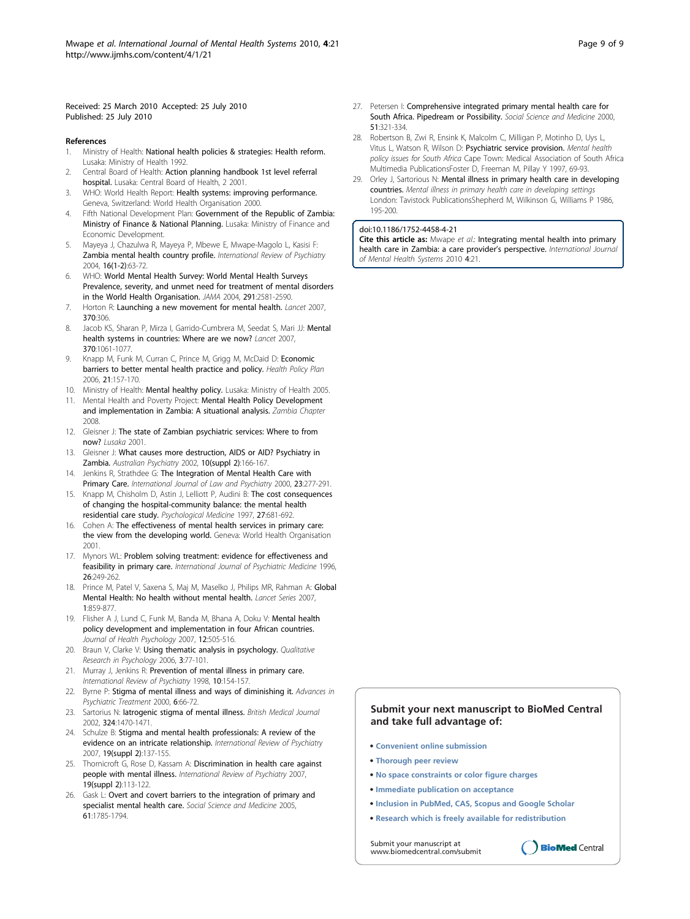Received: 25 March 2010 Accepted: 25 July 2010
Published: 25 July 2010

## References

1. Ministry of Health: **National health policies & strategies: Health reform.** Lusaka: Ministry of Health 1992.
2. Central Board of Health: **Action planning handbook 1st level referral hospital.** Lusaka: Central Board of Health, 2 2001.
3. WHO: World Health Report: **Health systems: improving performance.** Geneva, Switzerland: World Health Organisation 2000.
4. Fifth National Development Plan: **Government of the Republic of Zambia: Ministry of Finance & National Planning.** Lusaka: Ministry of Finance and Economic Development.
5. Mayeya J, Chazulwa R, Mayeya P, Mbewe E, Mwape-Magolo L, Kasisi F: **Zambia mental health country profile.** *International Review of Psychiatry* 2004, **16(1-2)**:63-72.
6. WHO: **World Mental Health Survey: World Mental Health Surveys Prevalence, severity, and unmet need for treatment of mental disorders in the World Health Organisation.** *JAMA* 2004, **291**:2581-2590.
7. Horton R: **Launching a new movement for mental health.** *Lancet* 2007, **370**:306.
8. Jacob KS, Sharan P, Mirza I, Garrido-Cumbrera M, Seedat S, Mari JJ: **Mental health systems in countries: Where are we now?** *Lancet* 2007, **370**:1061-1077.
9. Knapp M, Funk M, Curran C, Prince M, Grigg M, McDaid D: **Economic barriers to better mental health practice and policy.** *Health Policy Plan* 2006, **21**:157-170.
10. Ministry of Health: **Mental healthy policy.** Lusaka: Ministry of Health 2005.
11. Mental Health and Poverty Project: **Mental Health Policy Development and implementation in Zambia: A situational analysis.** *Zambia Chapter* 2008.
12. Gleisner J: **The state of Zambian psychiatric services: Where to from now?** *Lusaka* 2001.
13. Gleisner J: **What causes more destruction, AIDS or AID? Psychiatry in Zambia.** *Australian Psychiatry* 2002, **10(suppl 2)**:166-167.
14. Jenkins R, Strathdee G: **The Integration of Mental Health Care with Primary Care.** *International Journal of Law and Psychiatry* 2000, **23**:277-291.
15. Knapp M, Chisholm D, Astin J, Lelliott P, Audini B: **The cost consequences of changing the hospital-community balance: the mental health residential care study.** *Psychological Medicine* 1997, **27**:681-692.
16. Cohen A: **The effectiveness of mental health services in primary care: the view from the developing world.** Geneva: World Health Organisation 2001.
17. Mynors WL: **Problem solving treatment: evidence for effectiveness and feasibility in primary care.** *International Journal of Psychiatric Medicine* 1996, **26**:249-262.
18. Prince M, Patel V, Saxena S, Maj M, Maselko J, Philips MR, Rahman A: **Global Mental Health: No health without mental health.** *Lancet Series* 2007, **1**:859-877.
19. Flisher A J, Lund C, Funk M, Banda M, Bhana A, Doku V: **Mental health policy development and implementation in four African countries.** *Journal of Health Psychology* 2007, **12**:505-516.
20. Braun V, Clarke V: **Using thematic analysis in psychology.** *Qualitative Research in Psychology* 2006, **3**:77-101.
21. Murray J, Jenkins R: **Prevention of mental illness in primary care.** *International Review of Psychiatry* 1998, **10**:154-157.
22. Byrne P: **Stigma of mental illness and ways of diminishing it.** *Advances in Psychiatric Treatment* 2000, **6**:66-72.
23. Sartorius N: **Iatrogenic stigma of mental illness.** *British Medical Journal* 2002, **324**:1470-1471.
24. Schulze B: **Stigma and mental health professionals: A review of the evidence on an intricate relationship.** *International Review of Psychiatry* 2007, **19(suppl 2)**:137-155.
25. Thornicroft G, Rose D, Kassam A: **Discrimination in health care against people with mental illness.** *International Review of Psychiatry* 2007, **19(suppl 2)**:113-122.
26. Gask L: **Overt and covert barriers to the integration of primary and specialist mental health care.** *Social Science and Medicine* 2005, **61**:1785-1794.
27. Petersen I: **Comprehensive integrated primary mental health care for South Africa. Pipedream or Possibility.** *Social Science and Medicine* 2000, **51**:321-334.
28. Robertson B, Zwi R, Ensink K, Malcolm C, Milligan P, Motinho D, Uys L, Vitus L, Watson R, Wilson D: **Psychiatric service provision.** *Mental health policy issues for South Africa* Cape Town: Medical Association of South Africa Multimedia PublicationsFoster D, Freeman M, Pillay Y 1997, 69-93.
29. Orley J, Sartorious N: **Mental illness in primary health care in developing countries.** *Mental illness in primary health care in developing settings* London: Tavistock PublicationsShepherd M, Wilkinson G, Williams P 1986, 195-200.

doi:10.1186/1752-4458-4-21

**Cite this article as:** Mwape *et al.*: Integrating mental health into primary health care in Zambia: a care provider's perspective. *International Journal of Mental Health Systems* 2010 **4**:21.

**Submit your next manuscript to BioMed Central and take full advantage of:**

- Convenient online submission
- Thorough peer review
- No space constraints or color figure charges
- Immediate publication on acceptance
- Inclusion in PubMed, CAS, Scopus and Google Scholar
- Research which is freely available for redistribution

Submit your manuscript at
www.biomedcentral.com/submit

BioMed Central